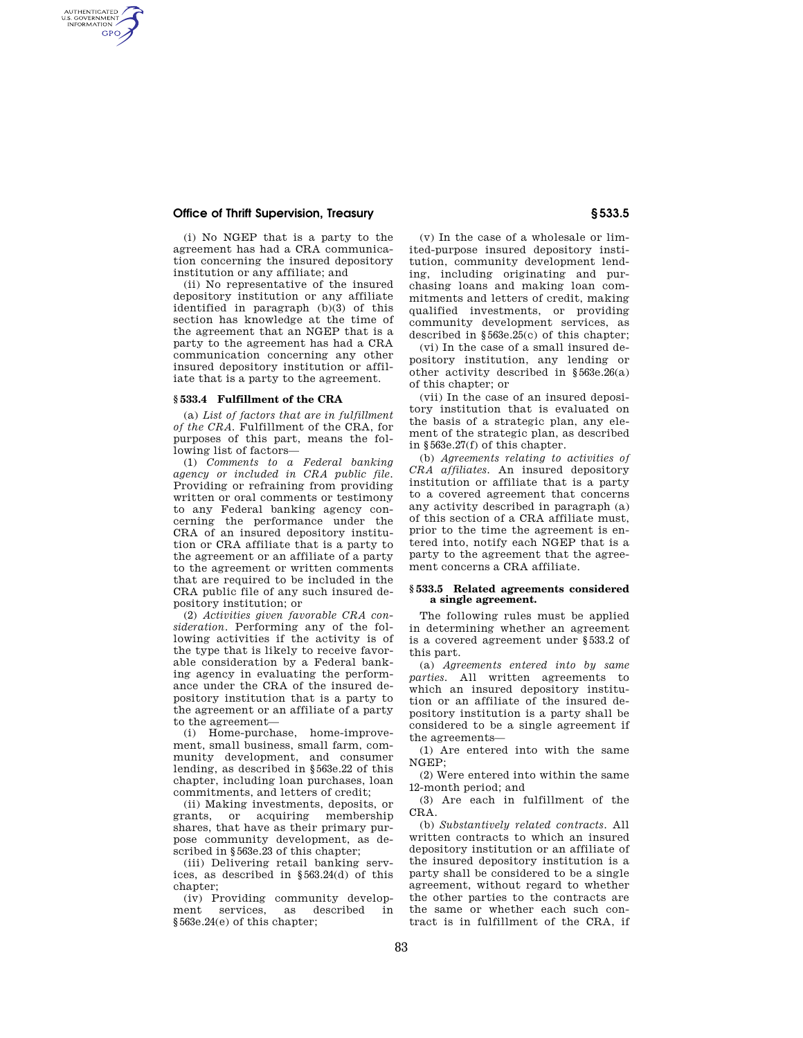(i) No NGEP that is a party to the agreement has had a CRA communication concerning the insured depository institution or any affiliate; and

(ii) No representative of the insured depository institution or any affiliate identified in paragraph (b)(3) of this section has knowledge at the time of the agreement that an NGEP that is a party to the agreement has had a CRA communication concerning any other insured depository institution or affiliate that is a party to the agreement.

### § 533.4 Fulfillment of the CRA

(a) *List of factors that are in fulfillment of the CRA.* Fulfillment of the CRA, for purposes of this part, means the following list of factors—

(1) *Comments to a Federal banking agency or included in CRA public file.* Providing or refraining from providing written or oral comments or testimony to any Federal banking agency concerning the performance under the CRA of an insured depository institution or CRA affiliate that is a party to the agreement or an affiliate of a party to the agreement or written comments that are required to be included in the CRA public file of any such insured depository institution; or

(2) *Activities given favorable CRA consideration.* Performing any of the following activities if the activity is of the type that is likely to receive favorable consideration by a Federal banking agency in evaluating the performance under the CRA of the insured depository institution that is a party to the agreement or an affiliate of a party to the agreement—

(i) Home-purchase, home-improvement, small business, small farm, community development, and consumer lending, as described in §563e.22 of this chapter, including loan purchases, loan commitments, and letters of credit;

(ii) Making investments, deposits, or grants, or acquiring membership shares, that have as their primary purpose community development, as described in §563e.23 of this chapter;

(iii) Delivering retail banking services, as described in §563.24(d) of this chapter;

(iv) Providing community development services, as described in §563e.24(e) of this chapter;

(v) In the case of a wholesale or limited-purpose insured depository institution, community development lending, including originating and purchasing loans and making loan commitments and letters of credit, making qualified investments, or providing community development services, as described in §563e.25(c) of this chapter;

(vi) In the case of a small insured depository institution, any lending or other activity described in §563e.26(a) of this chapter; or

(vii) In the case of an insured depository institution that is evaluated on the basis of a strategic plan, any element of the strategic plan, as described in §563e.27(f) of this chapter.

(b) *Agreements relating to activities of CRA affiliates.* An insured depository institution or affiliate that is a party to a covered agreement that concerns any activity described in paragraph (a) of this section of a CRA affiliate must, prior to the time the agreement is entered into, notify each NGEP that is a party to the agreement that the agreement concerns a CRA affiliate.

### § 533.5 Related agreements considered a single agreement.

The following rules must be applied in determining whether an agreement is a covered agreement under §533.2 of this part.

(a) *Agreements entered into by same parties.* All written agreements to which an insured depository institution or an affiliate of the insured depository institution is a party shall be considered to be a single agreement if the agreements—

(1) Are entered into with the same NGEP;

(2) Were entered into within the same 12-month period; and

(3) Are each in fulfillment of the CRA.

(b) *Substantively related contracts.* All written contracts to which an insured depository institution or an affiliate of the insured depository institution is a party shall be considered to be a single agreement, without regard to whether the other parties to the contracts are the same or whether each such contract is in fulfillment of the CRA, if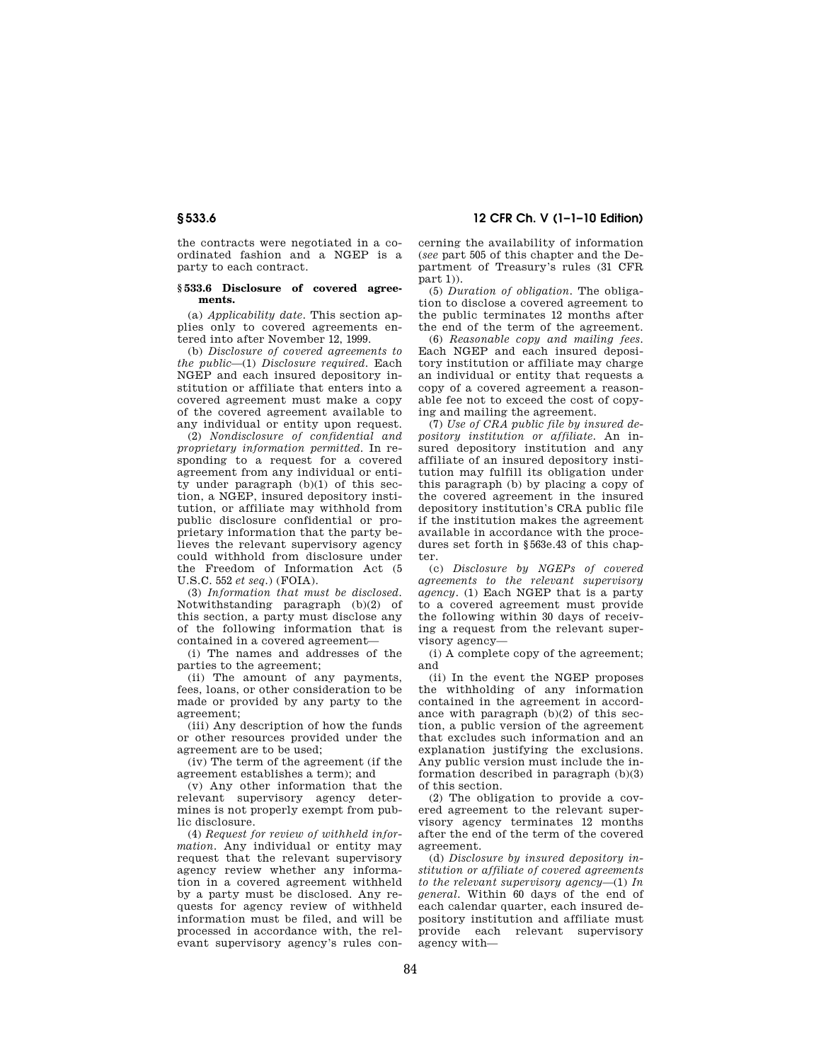the contracts were negotiated in a coordinated fashion and a NGEP is a party to each contract.

### § 533.6 Disclosure of covered agreements.

(a) *Applicability date.* This section applies only to covered agreements entered into after November 12, 1999.

(b) *Disclosure of covered agreements to the public*—(1) *Disclosure required.* Each NGEP and each insured depository institution or affiliate that enters into a covered agreement must make a copy of the covered agreement available to any individual or entity upon request.

(2) *Nondisclosure of confidential and proprietary information permitted.* In responding to a request for a covered agreement from any individual or entity under paragraph (b)(1) of this section, a NGEP, insured depository institution, or affiliate may withhold from public disclosure confidential or proprietary information that the party believes the relevant supervisory agency could withhold from disclosure under the Freedom of Information Act (5 U.S.C. 552 *et seq.*) (FOIA).

(3) *Information that must be disclosed.* Notwithstanding paragraph (b)(2) of this section, a party must disclose any of the following information that is contained in a covered agreement—

(i) The names and addresses of the parties to the agreement;

(ii) The amount of any payments, fees, loans, or other consideration to be made or provided by any party to the agreement;

(iii) Any description of how the funds or other resources provided under the agreement are to be used;

(iv) The term of the agreement (if the agreement establishes a term); and

(v) Any other information that the relevant supervisory agency determines is not properly exempt from public disclosure.

(4) *Request for review of withheld information.* Any individual or entity may request that the relevant supervisory agency review whether any information in a covered agreement withheld by a party must be disclosed. Any requests for agency review of withheld information must be filed, and will be processed in accordance with, the relevant supervisory agency's rules concerning the availability of information (*see* part 505 of this chapter and the Department of Treasury's rules (31 CFR part 1)).

(5) *Duration of obligation.* The obligation to disclose a covered agreement to the public terminates 12 months after the end of the term of the agreement.

(6) *Reasonable copy and mailing fees.* Each NGEP and each insured depository institution or affiliate may charge an individual or entity that requests a copy of a covered agreement a reasonable fee not to exceed the cost of copying and mailing the agreement.

(7) *Use of CRA public file by insured depository institution or affiliate.* An insured depository institution and any affiliate of an insured depository institution may fulfill its obligation under this paragraph (b) by placing a copy of the covered agreement in the insured depository institution's CRA public file if the institution makes the agreement available in accordance with the procedures set forth in §563e.43 of this chapter.

(c) *Disclosure by NGEPs of covered agreements to the relevant supervisory agency.* (1) Each NGEP that is a party to a covered agreement must provide the following within 30 days of receiving a request from the relevant supervisory agency—

(i) A complete copy of the agreement; and

(ii) In the event the NGEP proposes the withholding of any information contained in the agreement in accordance with paragraph (b)(2) of this section, a public version of the agreement that excludes such information and an explanation justifying the exclusions. Any public version must include the information described in paragraph (b)(3) of this section.

(2) The obligation to provide a covered agreement to the relevant supervisory agency terminates 12 months after the end of the term of the covered agreement.

(d) *Disclosure by insured depository institution or affiliate of covered agreements to the relevant supervisory agency*—(1) *In general.* Within 60 days of the end of each calendar quarter, each insured depository institution and affiliate must provide each relevant supervisory agency with—